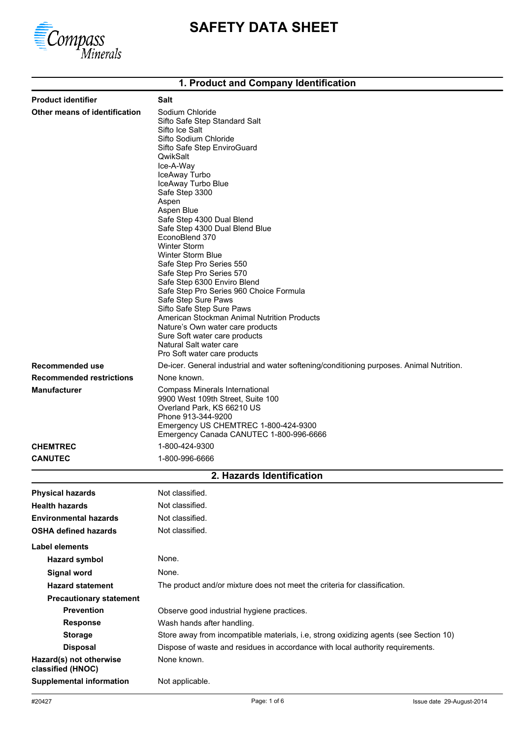# SAFETY DATA SHEET

## 1. Product and Company Identification

| | |
|---|---|
| **Product identifier** | **Salt** |
| **Other means of identification** | Sodium Chloride<br>Sifto Safe Step Standard Salt<br>Sifto Ice Salt<br>Sifto Sodium Chloride<br>Sifto Safe Step EnviroGuard<br>QwikSalt<br>Ice-A-Way<br>IceAway Turbo<br>IceAway Turbo Blue<br>Safe Step 3300<br>Aspen<br>Aspen Blue<br>Safe Step 4300 Dual Blend<br>Safe Step 4300 Dual Blend Blue<br>EconoBlend 370<br>Winter Storm<br>Winter Storm Blue<br>Safe Step Pro Series 550<br>Safe Step Pro Series 570<br>Safe Step 6300 Enviro Blend<br>Safe Step Pro Series 960 Choice Formula<br>Safe Step Sure Paws<br>Sifto Safe Step Sure Paws<br>American Stockman Animal Nutrition Products<br>Nature's Own water care products<br>Sure Soft water care products<br>Natural Salt water care<br>Pro Soft water care products |
| **Recommended use** | De-icer. General industrial and water softening/conditioning purposes. Animal Nutrition. |
| **Recommended restrictions** | None known. |
| **Manufacturer** | Compass Minerals International<br>9900 West 109th Street, Suite 100<br>Overland Park, KS 66210 US<br>Phone 913-344-9200<br>Emergency US CHEMTREC 1-800-424-9300<br>Emergency Canada CANUTEC 1-800-996-6666 |
| **CHEMTREC** | 1-800-424-9300 |
| **CANUTEC** | 1-800-996-6666 |

## 2. Hazards Identification

| | |
|---|---|
| **Physical hazards** | Not classified. |
| **Health hazards** | Not classified. |
| **Environmental hazards** | Not classified. |
| **OSHA defined hazards** | Not classified. |

**Label elements**

| | |
|---|---|
| **Hazard symbol** | None. |
| **Signal word** | None. |
| **Hazard statement** | The product and/or mixture does not meet the criteria for classification. |
| **Precautionary statement** | |
| **Prevention** | Observe good industrial hygiene practices. |
| **Response** | Wash hands after handling. |
| **Storage** | Store away from incompatible materials, i.e, strong oxidizing agents (see Section 10) |
| **Disposal** | Dispose of waste and residues in accordance with local authority requirements. |
| **Hazard(s) not otherwise classified (HNOC)** | None known. |
| **Supplemental information** | Not applicable. |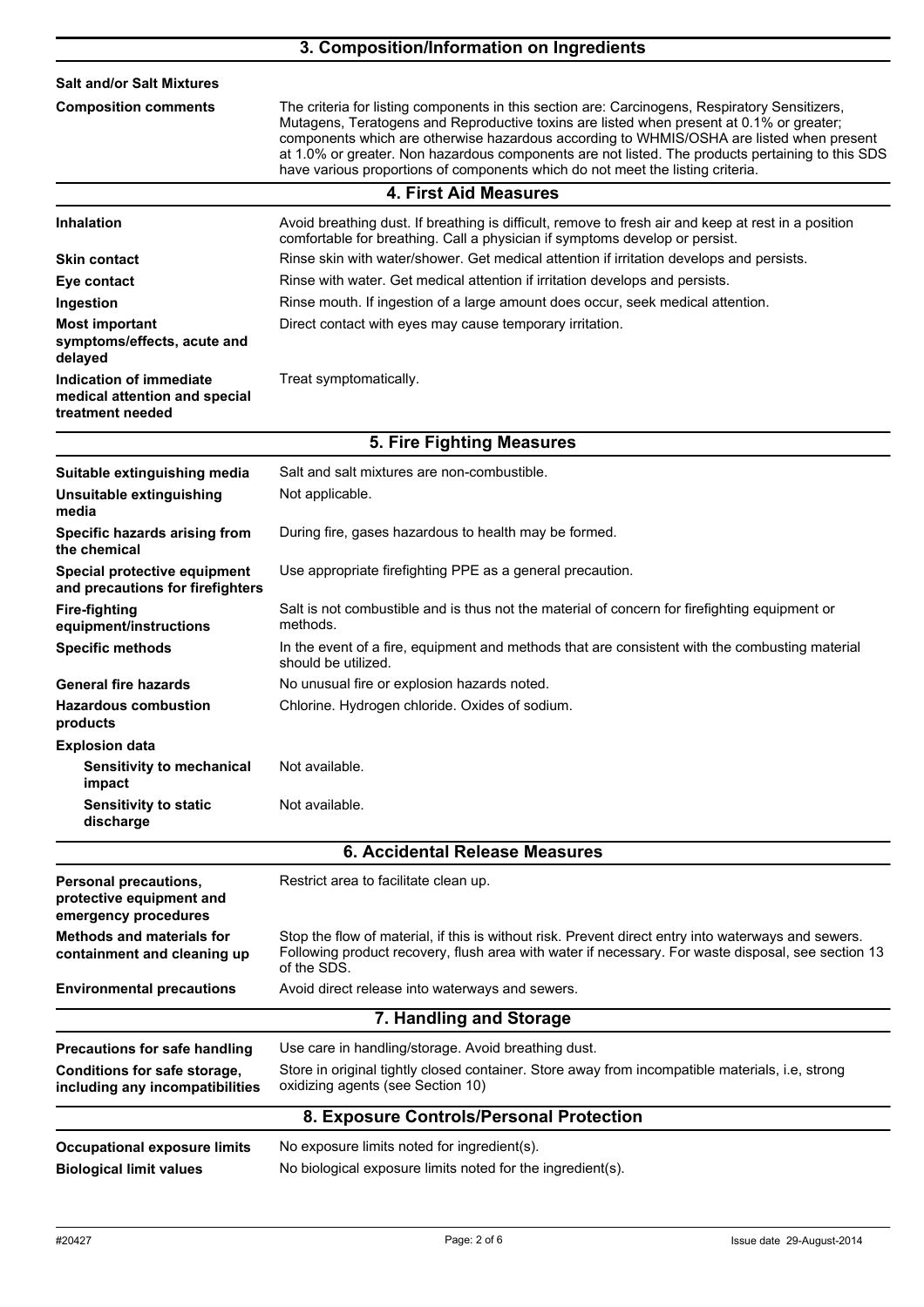## 3. Composition/Information on Ingredients

**Salt and/or Salt Mixtures**

| | |
|---|---|
| **Composition comments** | The criteria for listing components in this section are: Carcinogens, Respiratory Sensitizers, Mutagens, Teratogens and Reproductive toxins are listed when present at 0.1% or greater; components which are otherwise hazardous according to WHMIS/OSHA are listed when present at 1.0% or greater. Non hazardous components are not listed. The products pertaining to this SDS have various proportions of components which do not meet the listing criteria. |

## 4. First Aid Measures

| | |
|---|---|
| **Inhalation** | Avoid breathing dust. If breathing is difficult, remove to fresh air and keep at rest in a position comfortable for breathing. Call a physician if symptoms develop or persist. |
| **Skin contact** | Rinse skin with water/shower. Get medical attention if irritation develops and persists. |
| **Eye contact** | Rinse with water. Get medical attention if irritation develops and persists. |
| **Ingestion** | Rinse mouth. If ingestion of a large amount does occur, seek medical attention. |
| **Most important symptoms/effects, acute and delayed** | Direct contact with eyes may cause temporary irritation. |
| **Indication of immediate medical attention and special treatment needed** | Treat symptomatically. |

## 5. Fire Fighting Measures

| | |
|---|---|
| **Suitable extinguishing media** | Salt and salt mixtures are non-combustible. |
| **Unsuitable extinguishing media** | Not applicable. |
| **Specific hazards arising from the chemical** | During fire, gases hazardous to health may be formed. |
| **Special protective equipment and precautions for firefighters** | Use appropriate firefighting PPE as a general precaution. |
| **Fire-fighting equipment/instructions** | Salt is not combustible and is thus not the material of concern for firefighting equipment or methods. |
| **Specific methods** | In the event of a fire, equipment and methods that are consistent with the combusting material should be utilized. |
| **General fire hazards** | No unusual fire or explosion hazards noted. |
| **Hazardous combustion products** | Chlorine. Hydrogen chloride. Oxides of sodium. |
| **Explosion data** | |
| **Sensitivity to mechanical impact** | Not available. |
| **Sensitivity to static discharge** | Not available. |

## 6. Accidental Release Measures

| | |
|---|---|
| **Personal precautions, protective equipment and emergency procedures** | Restrict area to facilitate clean up. |
| **Methods and materials for containment and cleaning up** | Stop the flow of material, if this is without risk. Prevent direct entry into waterways and sewers. Following product recovery, flush area with water if necessary. For waste disposal, see section 13 of the SDS. |
| **Environmental precautions** | Avoid direct release into waterways and sewers. |

## 7. Handling and Storage

| | |
|---|---|
| **Precautions for safe handling** | Use care in handling/storage. Avoid breathing dust. |
| **Conditions for safe storage, including any incompatibilities** | Store in original tightly closed container. Store away from incompatible materials, i.e, strong oxidizing agents (see Section 10) |

## 8. Exposure Controls/Personal Protection

| | |
|---|---|
| **Occupational exposure limits** | No exposure limits noted for ingredient(s). |
| **Biological limit values** | No biological exposure limits noted for the ingredient(s). |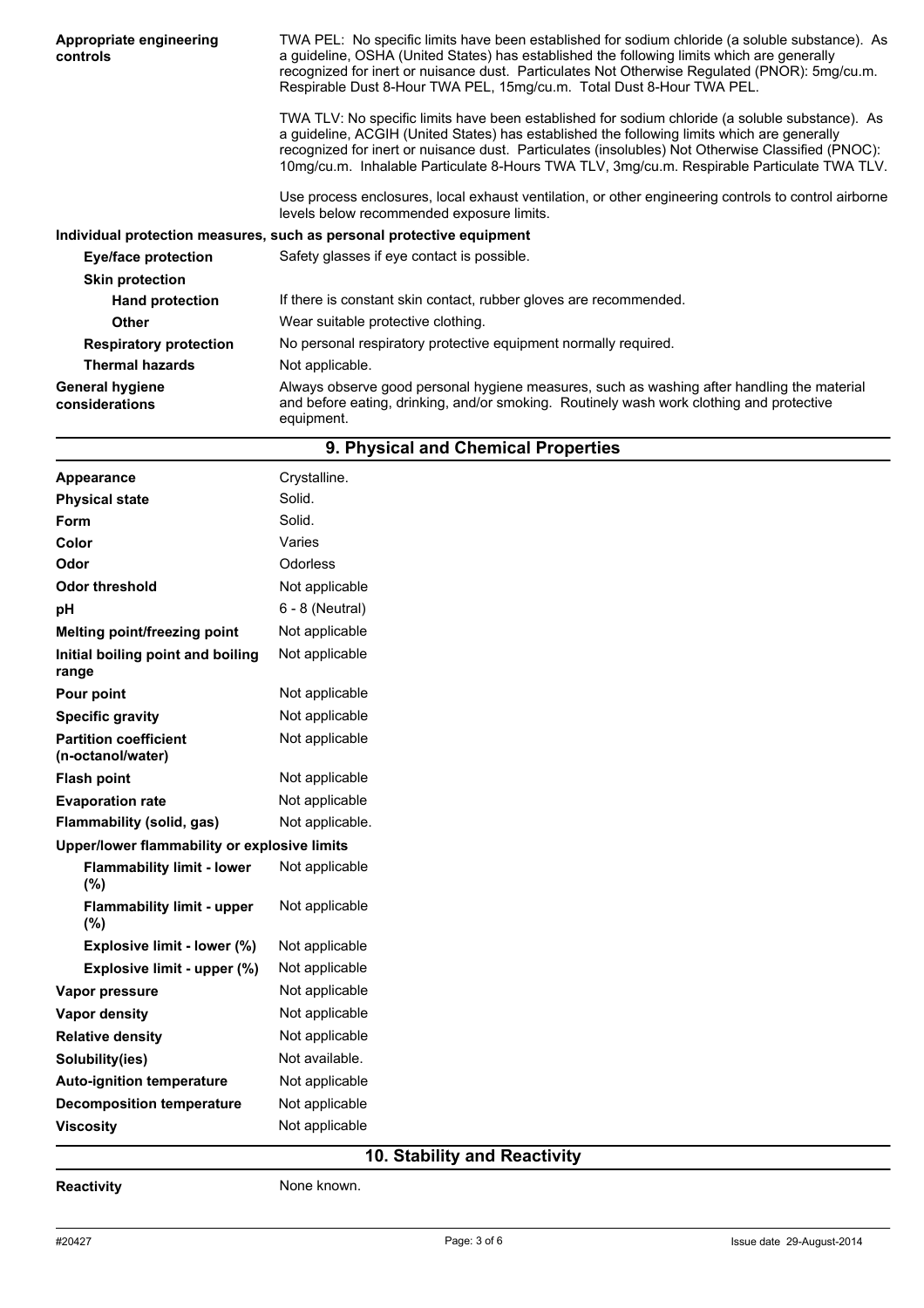| | |
|---|---|
| **Appropriate engineering controls** | TWA PEL: No specific limits have been established for sodium chloride (a soluble substance). As a guideline, OSHA (United States) has established the following limits which are generally recognized for inert or nuisance dust. Particulates Not Otherwise Regulated (PNOR): 5mg/cu.m. Respirable Dust 8-Hour TWA PEL, 15mg/cu.m. Total Dust 8-Hour TWA PEL.<br><br>TWA TLV: No specific limits have been established for sodium chloride (a soluble substance). As a guideline, ACGIH (United States) has established the following limits which are generally recognized for inert or nuisance dust. Particulates (insolubles) Not Otherwise Classified (PNOC): 10mg/cu.m. Inhalable Particulate 8-Hours TWA TLV, 3mg/cu.m. Respirable Particulate TWA TLV.<br><br>Use process enclosures, local exhaust ventilation, or other engineering controls to control airborne levels below recommended exposure limits. |

**Individual protection measures, such as personal protective equipment**

| | |
|---|---|
| **Eye/face protection** | Safety glasses if eye contact is possible. |
| **Skin protection** | |
| **Hand protection** | If there is constant skin contact, rubber gloves are recommended. |
| **Other** | Wear suitable protective clothing. |
| **Respiratory protection** | No personal respiratory protective equipment normally required. |
| **Thermal hazards** | Not applicable. |
| **General hygiene considerations** | Always observe good personal hygiene measures, such as washing after handling the material and before eating, drinking, and/or smoking. Routinely wash work clothing and protective equipment. |

## 9. Physical and Chemical Properties

| | |
|---|---|
| **Appearance** | Crystalline. |
| **Physical state** | Solid. |
| **Form** | Solid. |
| **Color** | Varies |
| **Odor** | Odorless |
| **Odor threshold** | Not applicable |
| **pH** | 6 - 8 (Neutral) |
| **Melting point/freezing point** | Not applicable |
| **Initial boiling point and boiling range** | Not applicable |
| **Pour point** | Not applicable |
| **Specific gravity** | Not applicable |
| **Partition coefficient (n-octanol/water)** | Not applicable |
| **Flash point** | Not applicable |
| **Evaporation rate** | Not applicable |
| **Flammability (solid, gas)** | Not applicable. |
| **Upper/lower flammability or explosive limits** | |
| **Flammability limit - lower (%)** | Not applicable |
| **Flammability limit - upper (%)** | Not applicable |
| **Explosive limit - lower (%)** | Not applicable |
| **Explosive limit - upper (%)** | Not applicable |
| **Vapor pressure** | Not applicable |
| **Vapor density** | Not applicable |
| **Relative density** | Not applicable |
| **Solubility(ies)** | Not available. |
| **Auto-ignition temperature** | Not applicable |
| **Decomposition temperature** | Not applicable |
| **Viscosity** | Not applicable |

## 10. Stability and Reactivity

| | |
|---|---|
| **Reactivity** | None known. |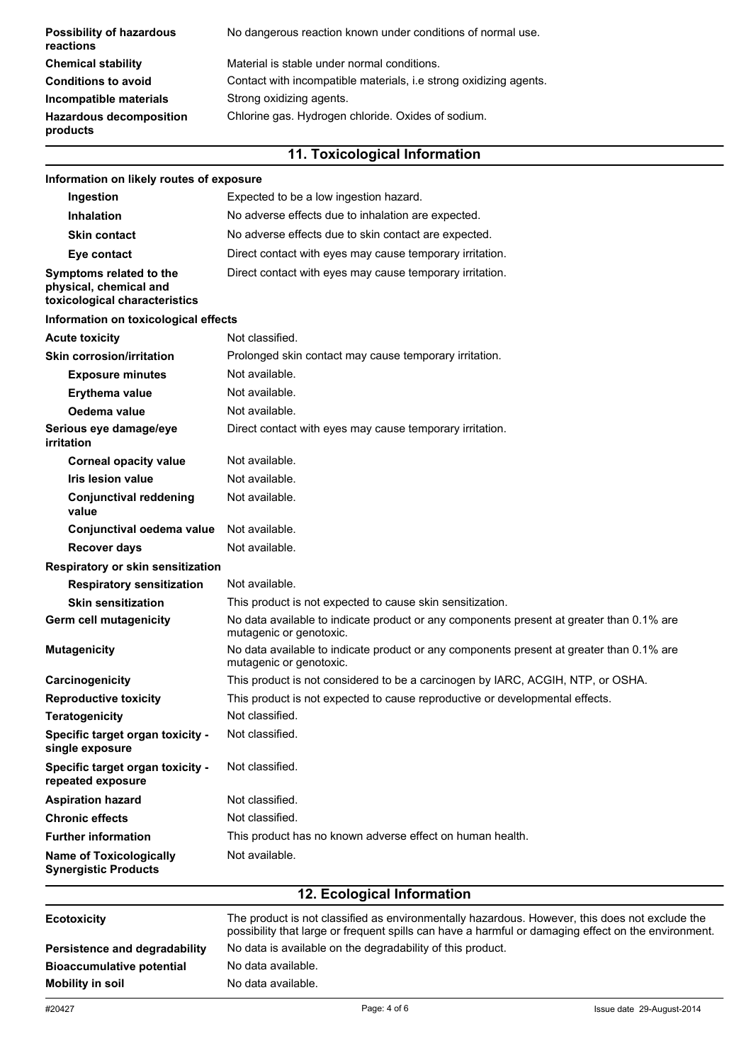| | |
|---|---|
| **Possibility of hazardous reactions** | No dangerous reaction known under conditions of normal use. |
| **Chemical stability** | Material is stable under normal conditions. |
| **Conditions to avoid** | Contact with incompatible materials, i.e strong oxidizing agents. |
| **Incompatible materials** | Strong oxidizing agents. |
| **Hazardous decomposition products** | Chlorine gas. Hydrogen chloride. Oxides of sodium. |

## 11. Toxicological Information

**Information on likely routes of exposure**

| | |
|---|---|
| **Ingestion** | Expected to be a low ingestion hazard. |
| **Inhalation** | No adverse effects due to inhalation are expected. |
| **Skin contact** | No adverse effects due to skin contact are expected. |
| **Eye contact** | Direct contact with eyes may cause temporary irritation. |
| **Symptoms related to the physical, chemical and toxicological characteristics** | Direct contact with eyes may cause temporary irritation. |

**Information on toxicological effects**

| | |
|---|---|
| **Acute toxicity** | Not classified. |
| **Skin corrosion/irritation** | Prolonged skin contact may cause temporary irritation. |
| **Exposure minutes** | Not available. |
| **Erythema value** | Not available. |
| **Oedema value** | Not available. |
| **Serious eye damage/eye irritation** | Direct contact with eyes may cause temporary irritation. |
| **Corneal opacity value** | Not available. |
| **Iris lesion value** | Not available. |
| **Conjunctival reddening value** | Not available. |
| **Conjunctival oedema value** | Not available. |
| **Recover days** | Not available. |
| **Respiratory or skin sensitization** | |
| **Respiratory sensitization** | Not available. |
| **Skin sensitization** | This product is not expected to cause skin sensitization. |
| **Germ cell mutagenicity** | No data available to indicate product or any components present at greater than 0.1% are mutagenic or genotoxic. |
| **Mutagenicity** | No data available to indicate product or any components present at greater than 0.1% are mutagenic or genotoxic. |
| **Carcinogenicity** | This product is not considered to be a carcinogen by IARC, ACGIH, NTP, or OSHA. |
| **Reproductive toxicity** | This product is not expected to cause reproductive or developmental effects. |
| **Teratogenicity** | Not classified. |
| **Specific target organ toxicity - single exposure** | Not classified. |
| **Specific target organ toxicity - repeated exposure** | Not classified. |
| **Aspiration hazard** | Not classified. |
| **Chronic effects** | Not classified. |
| **Further information** | This product has no known adverse effect on human health. |
| **Name of Toxicologically Synergistic Products** | Not available. |

## 12. Ecological Information

| | |
|---|---|
| **Ecotoxicity** | The product is not classified as environmentally hazardous. However, this does not exclude the possibility that large or frequent spills can have a harmful or damaging effect on the environment. |
| **Persistence and degradability** | No data is available on the degradability of this product. |
| **Bioaccumulative potential** | No data available. |
| **Mobility in soil** | No data available. |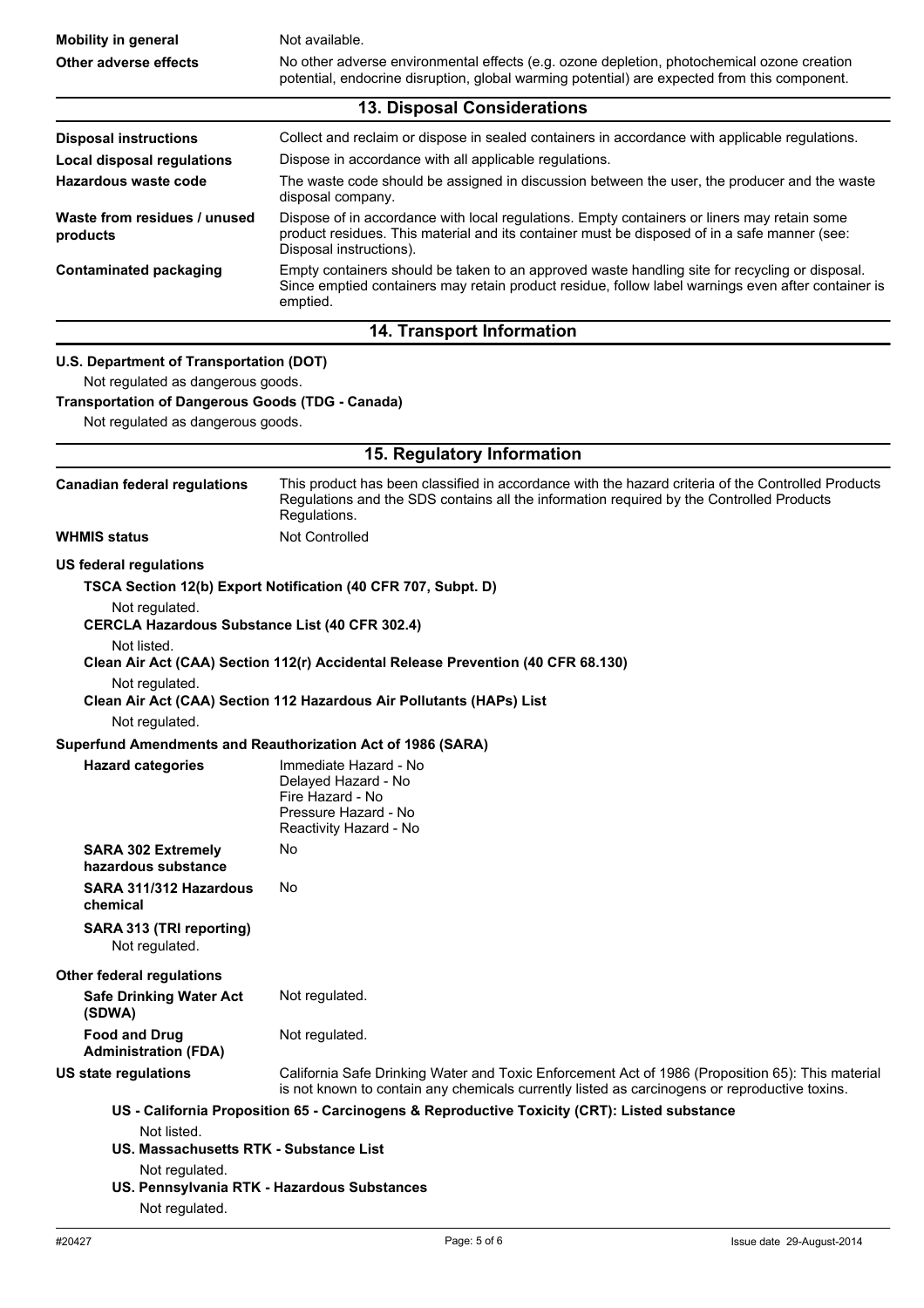| | |
|---|---|
| **Mobility in general** | Not available. |
| **Other adverse effects** | No other adverse environmental effects (e.g. ozone depletion, photochemical ozone creation potential, endocrine disruption, global warming potential) are expected from this component. |

## 13. Disposal Considerations

| | |
|---|---|
| **Disposal instructions** | Collect and reclaim or dispose in sealed containers in accordance with applicable regulations. |
| **Local disposal regulations** | Dispose in accordance with all applicable regulations. |
| **Hazardous waste code** | The waste code should be assigned in discussion between the user, the producer and the waste disposal company. |
| **Waste from residues / unused products** | Dispose of in accordance with local regulations. Empty containers or liners may retain some product residues. This material and its container must be disposed of in a safe manner (see: Disposal instructions). |
| **Contaminated packaging** | Empty containers should be taken to an approved waste handling site for recycling or disposal. Since emptied containers may retain product residue, follow label warnings even after container is emptied. |

## 14. Transport Information

**U.S. Department of Transportation (DOT)**

Not regulated as dangerous goods.

**Transportation of Dangerous Goods (TDG - Canada)**

Not regulated as dangerous goods.

## 15. Regulatory Information

| | |
|---|---|
| **Canadian federal regulations** | This product has been classified in accordance with the hazard criteria of the Controlled Products Regulations and the SDS contains all the information required by the Controlled Products Regulations. |
| **WHMIS status** | Not Controlled |

**US federal regulations**

**TSCA Section 12(b) Export Notification (40 CFR 707, Subpt. D)**

Not regulated.

**CERCLA Hazardous Substance List (40 CFR 302.4)**

Not listed.

**Clean Air Act (CAA) Section 112(r) Accidental Release Prevention (40 CFR 68.130)**

Not regulated.

**Clean Air Act (CAA) Section 112 Hazardous Air Pollutants (HAPs) List**

Not regulated.

**Superfund Amendments and Reauthorization Act of 1986 (SARA)**

| | |
|---|---|
| **Hazard categories** | Immediate Hazard - No<br>Delayed Hazard - No<br>Fire Hazard - No<br>Pressure Hazard - No<br>Reactivity Hazard - No |
| **SARA 302 Extremely hazardous substance** | No |
| **SARA 311/312 Hazardous chemical** | No |

**SARA 313 (TRI reporting)**

Not regulated.

**Other federal regulations**

| | |
|---|---|
| **Safe Drinking Water Act (SDWA)** | Not regulated. |
| **Food and Drug Administration (FDA)** | Not regulated. |
| **US state regulations** | California Safe Drinking Water and Toxic Enforcement Act of 1986 (Proposition 65): This material is not known to contain any chemicals currently listed as carcinogens or reproductive toxins. |

**US - California Proposition 65 - Carcinogens & Reproductive Toxicity (CRT): Listed substance**

Not listed.

**US. Massachusetts RTK - Substance List**

Not regulated.

**US. Pennsylvania RTK - Hazardous Substances**

Not regulated.

#20427 Issue date 29-August-2014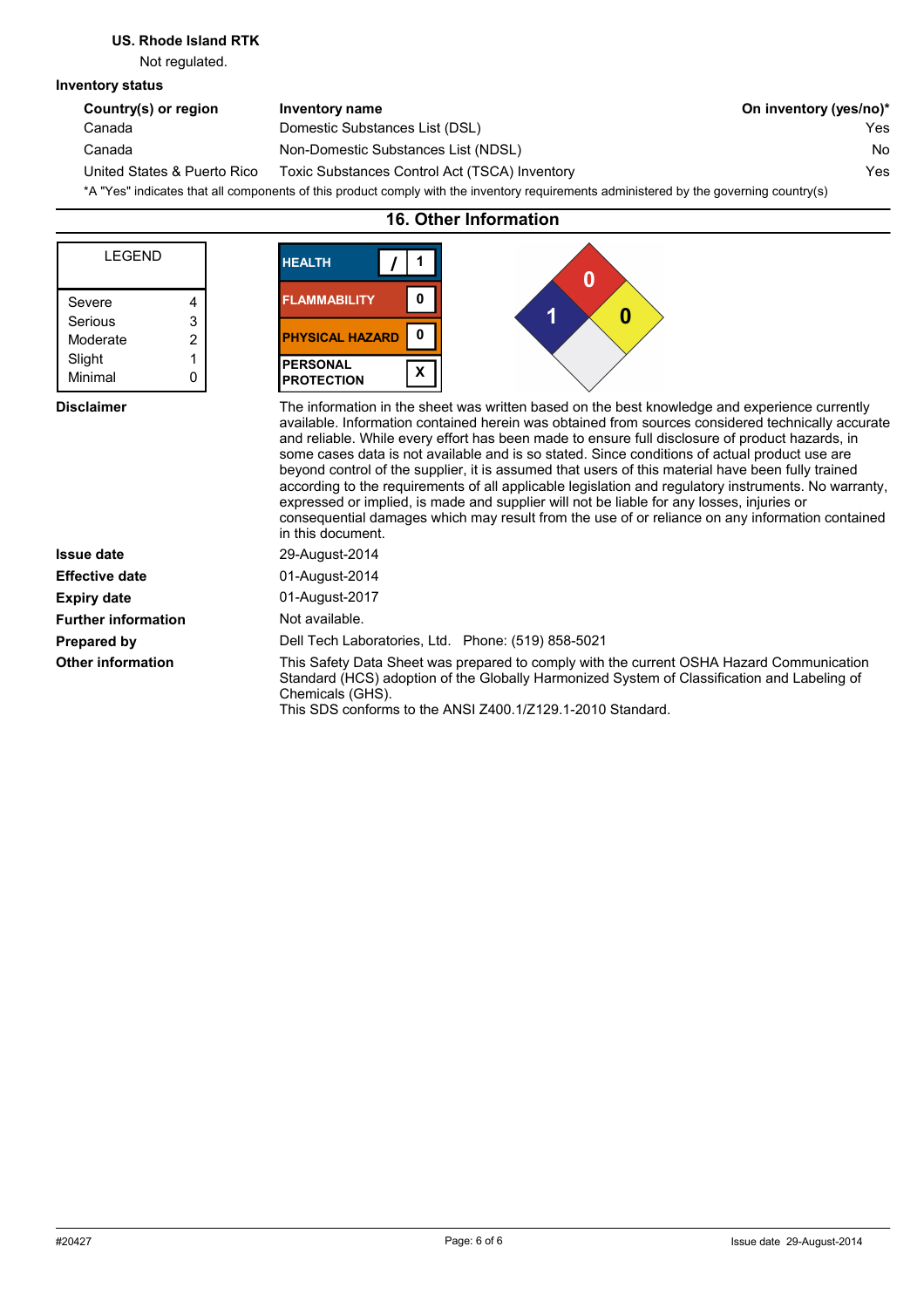**US. Rhode Island RTK**

Not regulated.

**Inventory status**

| Country(s) or region | Inventory name | On inventory (yes/no)* |
|---|---|---|
| Canada | Domestic Substances List (DSL) | Yes |
| Canada | Non-Domestic Substances List (NDSL) | No |
| United States & Puerto Rico | Toxic Substances Control Act (TSCA) Inventory | Yes |

*A "Yes" indicates that all components of this product comply with the inventory requirements administered by the governing country(s)

## 16. Other Information

| LEGEND | |
|---|---|
| Severe | 4 |
| Serious | 3 |
| Moderate | 2 |
| Slight | 1 |
| Minimal | 0 |

| | |
|---|---|
| HEALTH | / 1 |
| FLAMMABILITY | 0 |
| PHYSICAL HAZARD | 0 |
| PERSONAL PROTECTION | X |

0
1
0

**Disclaimer**

The information in the sheet was written based on the best knowledge and experience currently available. Information contained herein was obtained from sources considered technically accurate and reliable. While every effort has been made to ensure full disclosure of product hazards, in some cases data is not available and is so stated. Since conditions of actual product use are beyond control of the supplier, it is assumed that users of this material have been fully trained according to the requirements of all applicable legislation and regulatory instruments. No warranty, expressed or implied, is made and supplier will not be liable for any losses, injuries or consequential damages which may result from the use of or reliance on any information contained in this document.

**Issue date** 29-August-2014

**Effective date** 01-August-2014

**Expiry date** 01-August-2017

**Further information** Not available.

**Prepared by** Dell Tech Laboratories, Ltd. Phone: (519) 858-5021

**Other information** This Safety Data Sheet was prepared to comply with the current OSHA Hazard Communication Standard (HCS) adoption of the Globally Harmonized System of Classification and Labeling of Chemicals (GHS).
This SDS conforms to the ANSI Z400.1/Z129.1-2010 Standard.